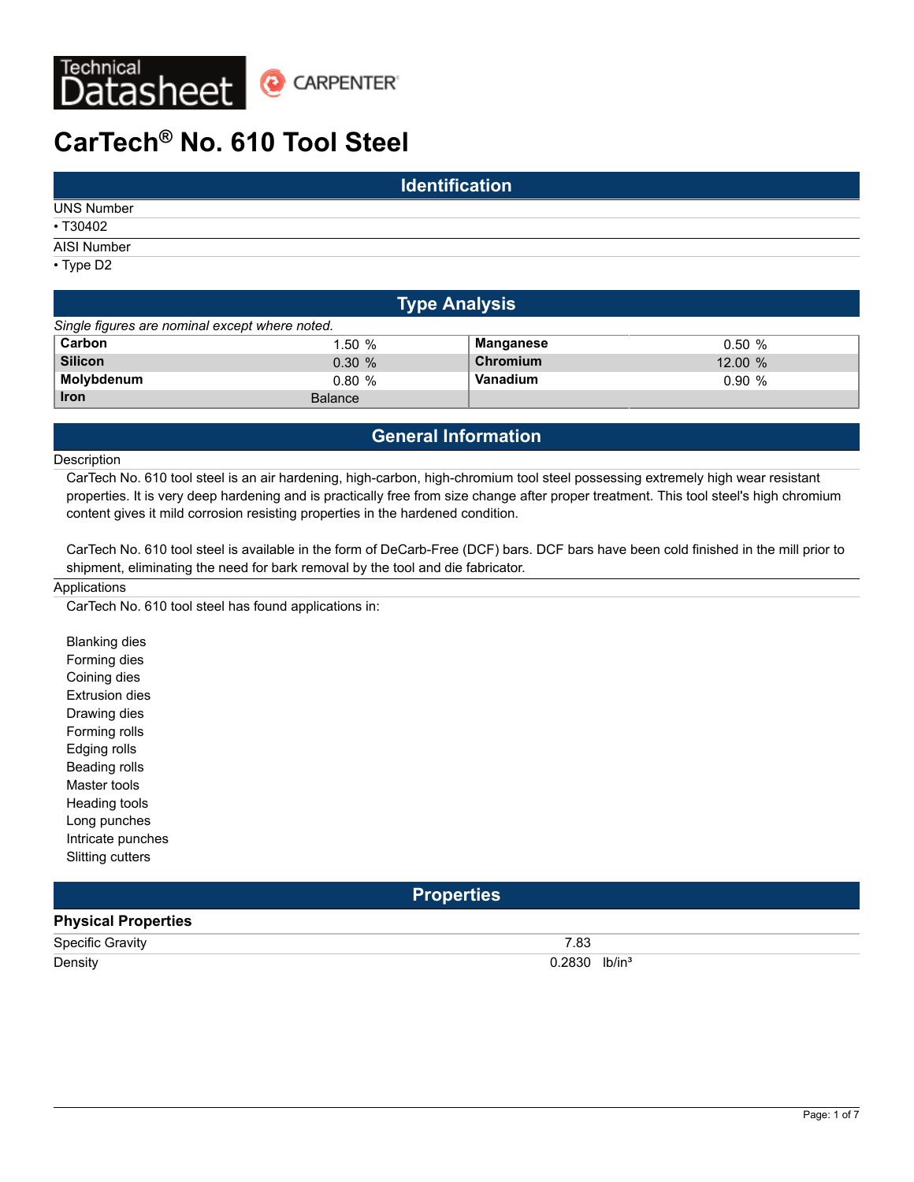Technical Datasheet — CARPENTER

# CarTech® No. 610 Tool Steel

## Identification

UNS Number

- T30402

AISI Number

- Type D2

## Type Analysis

*Single figures are nominal except where noted.*

| | | | |
|---|---|---|---|
| **Carbon** | 1.50 % | **Manganese** | 0.50 % |
| **Silicon** | 0.30 % | **Chromium** | 12.00 % |
| **Molybdenum** | 0.80 % | **Vanadium** | 0.90 % |
| **Iron** | Balance | | |

## General Information

Description

CarTech No. 610 tool steel is an air hardening, high-carbon, high-chromium tool steel possessing extremely high wear resistant properties. It is very deep hardening and is practically free from size change after proper treatment. This tool steel's high chromium content gives it mild corrosion resisting properties in the hardened condition.

CarTech No. 610 tool steel is available in the form of DeCarb-Free (DCF) bars. DCF bars have been cold finished in the mill prior to shipment, eliminating the need for bark removal by the tool and die fabricator.

Applications

CarTech No. 610 tool steel has found applications in:

Blanking dies
Forming dies
Coining dies
Extrusion dies
Drawing dies
Forming rolls
Edging rolls
Beading rolls
Master tools
Heading tools
Long punches
Intricate punches
Slitting cutters

## Properties

### Physical Properties

| | |
|---|---|
| Specific Gravity | 7.83 |
| Density | 0.2830 lb/in³ |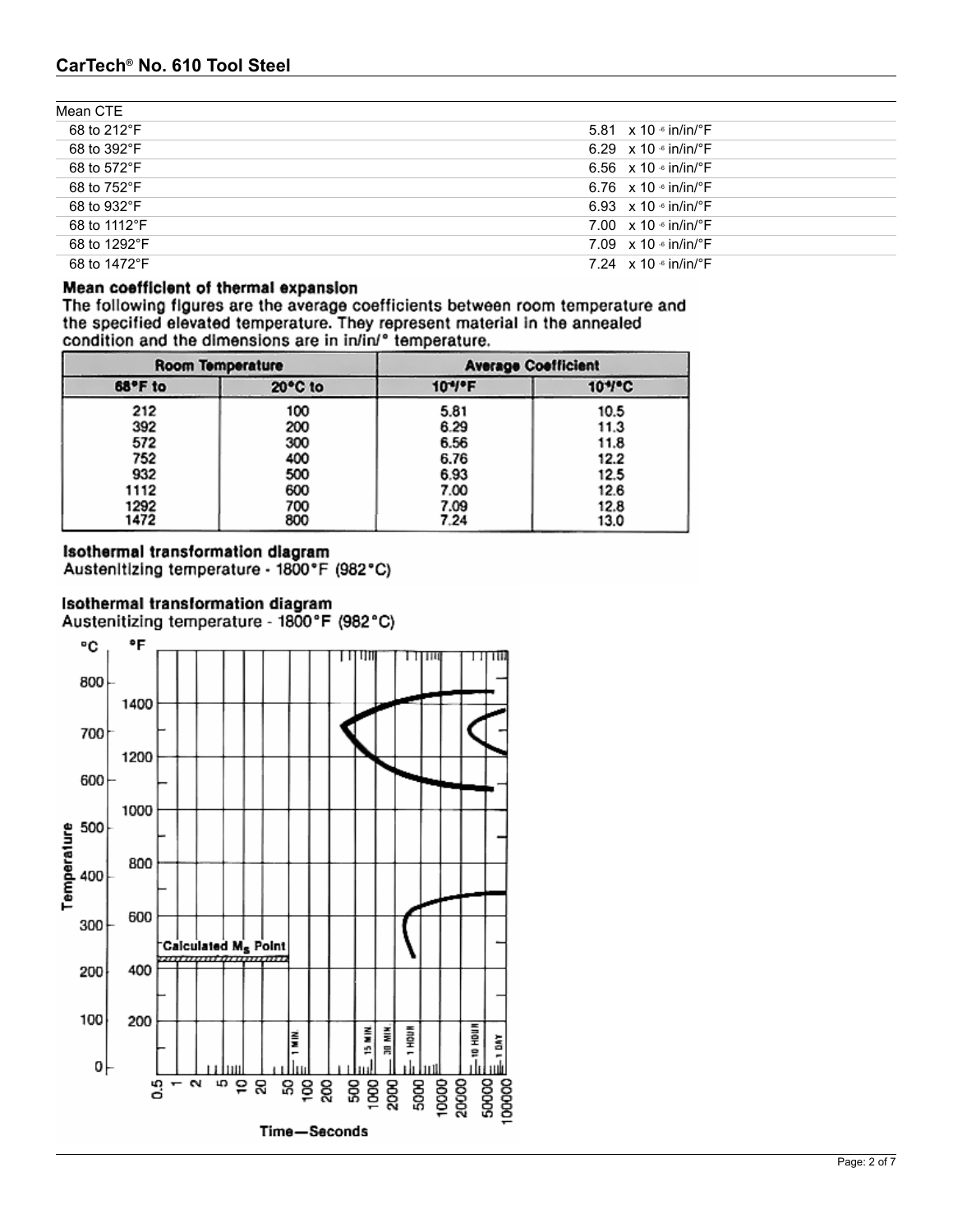| Mean CTE | |
|---|---|
| 68 to 212°F | 5.81 x 10 -6 in/in/°F |
| 68 to 392°F | 6.29 x 10 -6 in/in/°F |
| 68 to 572°F | 6.56 x 10 -6 in/in/°F |
| 68 to 752°F | 6.76 x 10 -6 in/in/°F |
| 68 to 932°F | 6.93 x 10 -6 in/in/°F |
| 68 to 1112°F | 7.00 x 10 -6 in/in/°F |
| 68 to 1292°F | 7.09 x 10 -6 in/in/°F |
| 68 to 1472°F | 7.24 x 10 -6 in/in/°F |

**Mean coefficient of thermal expansion**

The following figures are the average coefficients between room temperature and the specified elevated temperature. They represent material in the annealed condition and the dimensions are in in/in/° temperature.

| Room Temperature | | Average Coefficient | |
|---|---|---|---|
| 68°F to | 20°C to | $10^{-6}$/°F | $10^{-6}$/°C |
| 212 | 100 | 5.81 | 10.5 |
| 392 | 200 | 6.29 | 11.3 |
| 572 | 300 | 6.56 | 11.8 |
| 752 | 400 | 6.76 | 12.2 |
| 932 | 500 | 6.93 | 12.5 |
| 1112 | 600 | 7.00 | 12.6 |
| 1292 | 700 | 7.09 | 12.8 |
| 1472 | 800 | 7.24 | 13.0 |

**Isothermal transformation diagram**

Austenitizing temperature - 1800°F (982°C)

**Isothermal transformation diagram**

Austenitizing temperature - 1800°F (982°C)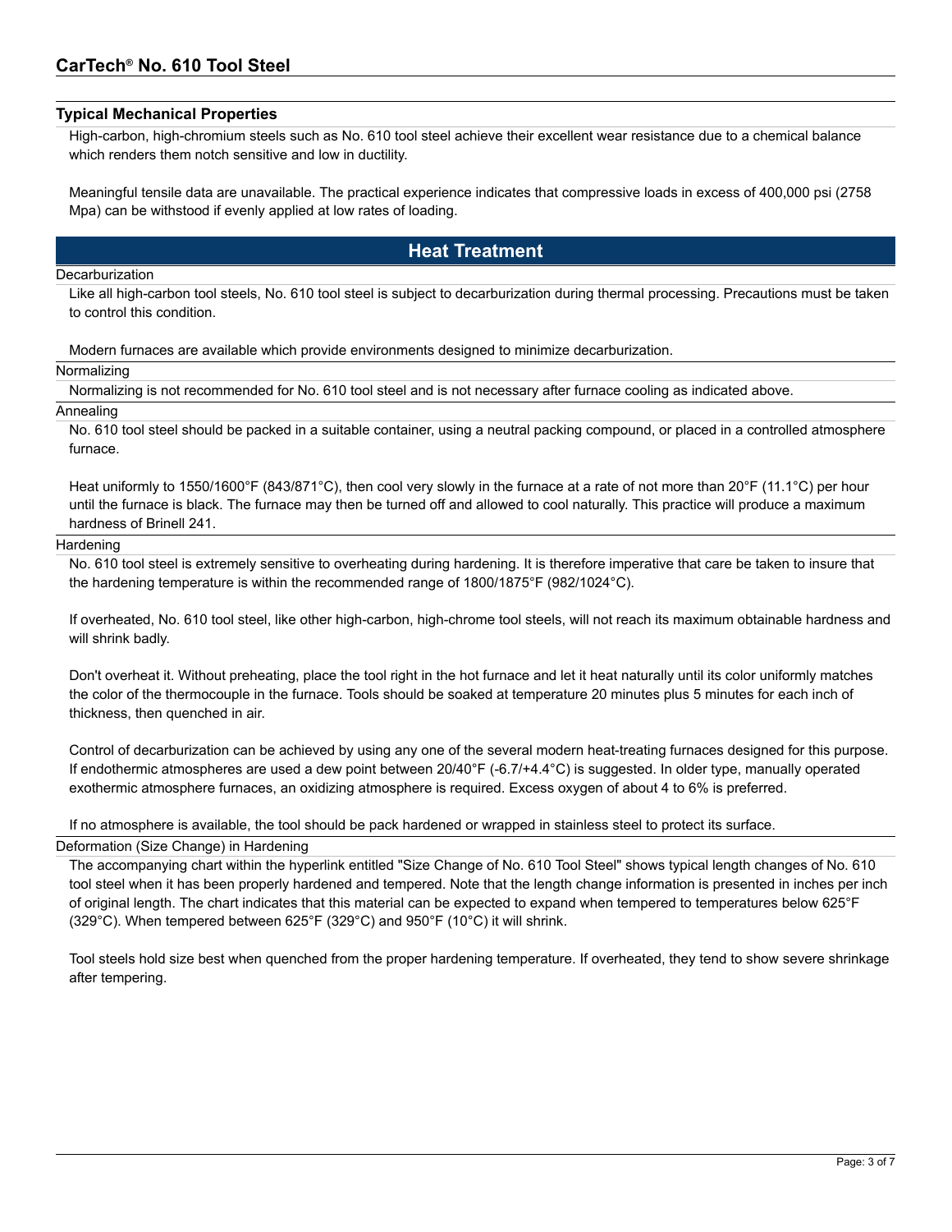## Typical Mechanical Properties

High-carbon, high-chromium steels such as No. 610 tool steel achieve their excellent wear resistance due to a chemical balance which renders them notch sensitive and low in ductility.

Meaningful tensile data are unavailable. The practical experience indicates that compressive loads in excess of 400,000 psi (2758 Mpa) can be withstood if evenly applied at low rates of loading.

## Heat Treatment

### Decarburization

Like all high-carbon tool steels, No. 610 tool steel is subject to decarburization during thermal processing. Precautions must be taken to control this condition.

Modern furnaces are available which provide environments designed to minimize decarburization.

### Normalizing

Normalizing is not recommended for No. 610 tool steel and is not necessary after furnace cooling as indicated above.

### Annealing

No. 610 tool steel should be packed in a suitable container, using a neutral packing compound, or placed in a controlled atmosphere furnace.

Heat uniformly to 1550/1600°F (843/871°C), then cool very slowly in the furnace at a rate of not more than 20°F (11.1°C) per hour until the furnace is black. The furnace may then be turned off and allowed to cool naturally. This practice will produce a maximum hardness of Brinell 241.

### Hardening

No. 610 tool steel is extremely sensitive to overheating during hardening. It is therefore imperative that care be taken to insure that the hardening temperature is within the recommended range of 1800/1875°F (982/1024°C).

If overheated, No. 610 tool steel, like other high-carbon, high-chrome tool steels, will not reach its maximum obtainable hardness and will shrink badly.

Don't overheat it. Without preheating, place the tool right in the hot furnace and let it heat naturally until its color uniformly matches the color of the thermocouple in the furnace. Tools should be soaked at temperature 20 minutes plus 5 minutes for each inch of thickness, then quenched in air.

Control of decarburization can be achieved by using any one of the several modern heat-treating furnaces designed for this purpose. If endothermic atmospheres are used a dew point between 20/40°F (-6.7/+4.4°C) is suggested. In older type, manually operated exothermic atmosphere furnaces, an oxidizing atmosphere is required. Excess oxygen of about 4 to 6% is preferred.

If no atmosphere is available, the tool should be pack hardened or wrapped in stainless steel to protect its surface.

### Deformation (Size Change) in Hardening

The accompanying chart within the hyperlink entitled "Size Change of No. 610 Tool Steel" shows typical length changes of No. 610 tool steel when it has been properly hardened and tempered. Note that the length change information is presented in inches per inch of original length. The chart indicates that this material can be expected to expand when tempered to temperatures below 625°F (329°C). When tempered between 625°F (329°C) and 950°F (10°C) it will shrink.

Tool steels hold size best when quenched from the proper hardening temperature. If overheated, they tend to show severe shrinkage after tempering.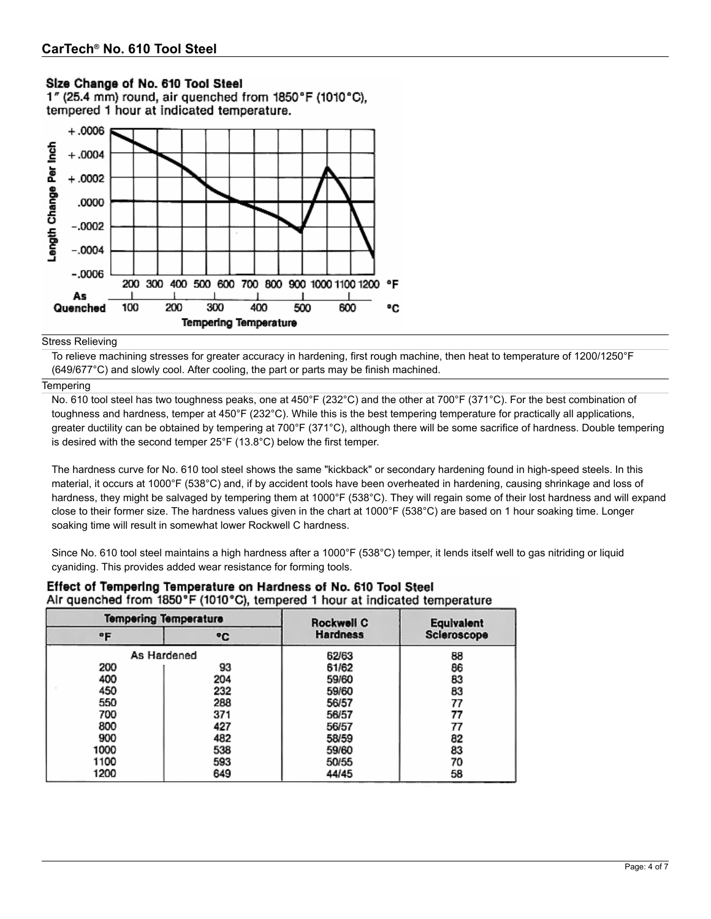## Size Change of No. 610 Tool Steel

1" (25.4 mm) round, air quenched from 1850°F (1010°C), tempered 1 hour at indicated temperature.

Length Change Per Inch

+.0006
+.0004
+.0002
.0000
−.0002
−.0004
−.0006

As Quenched

200 300 400 500 600 700 800 900 1000 1100 1200 °F

100 200 300 400 500 600 °C

Tempering Temperature

### Stress Relieving

To relieve machining stresses for greater accuracy in hardening, first rough machine, then heat to temperature of 1200/1250°F (649/677°C) and slowly cool. After cooling, the part or parts may be finish machined.

### Tempering

No. 610 tool steel has two toughness peaks, one at 450°F (232°C) and the other at 700°F (371°C). For the best combination of toughness and hardness, temper at 450°F (232°C). While this is the best tempering temperature for practically all applications, greater ductility can be obtained by tempering at 700°F (371°C), although there will be some sacrifice of hardness. Double tempering is desired with the second temper 25°F (13.8°C) below the first temper.

The hardness curve for No. 610 tool steel shows the same "kickback" or secondary hardening found in high-speed steels. In this material, it occurs at 1000°F (538°C) and, if by accident tools have been overheated in hardening, causing shrinkage and loss of hardness, they might be salvaged by tempering them at 1000°F (538°C). They will regain some of their lost hardness and will expand close to their former size. The hardness values given in the chart at 1000°F (538°C) are based on 1 hour soaking time. Longer soaking time will result in somewhat lower Rockwell C hardness.

Since No. 610 tool steel maintains a high hardness after a 1000°F (538°C) temper, it lends itself well to gas nitriding or liquid cyaniding. This provides added wear resistance for forming tools.

## Effect of Tempering Temperature on Hardness of No. 610 Tool Steel

Air quenched from 1850°F (1010°C), tempered 1 hour at indicated temperature

| Tempering Temperature | | Rockwell C Hardness | Equivalent Scleroscope |
|---|---|---|---|
| °F | °C | | |
| As Hardened | | 62/63 | 88 |
| 200 | 93 | 61/62 | 86 |
| 400 | 204 | 59/60 | 83 |
| 450 | 232 | 59/60 | 83 |
| 550 | 288 | 56/57 | 77 |
| 700 | 371 | 56/57 | 77 |
| 800 | 427 | 56/57 | 77 |
| 900 | 482 | 58/59 | 82 |
| 1000 | 538 | 59/60 | 83 |
| 1100 | 593 | 50/55 | 70 |
| 1200 | 649 | 44/45 | 58 |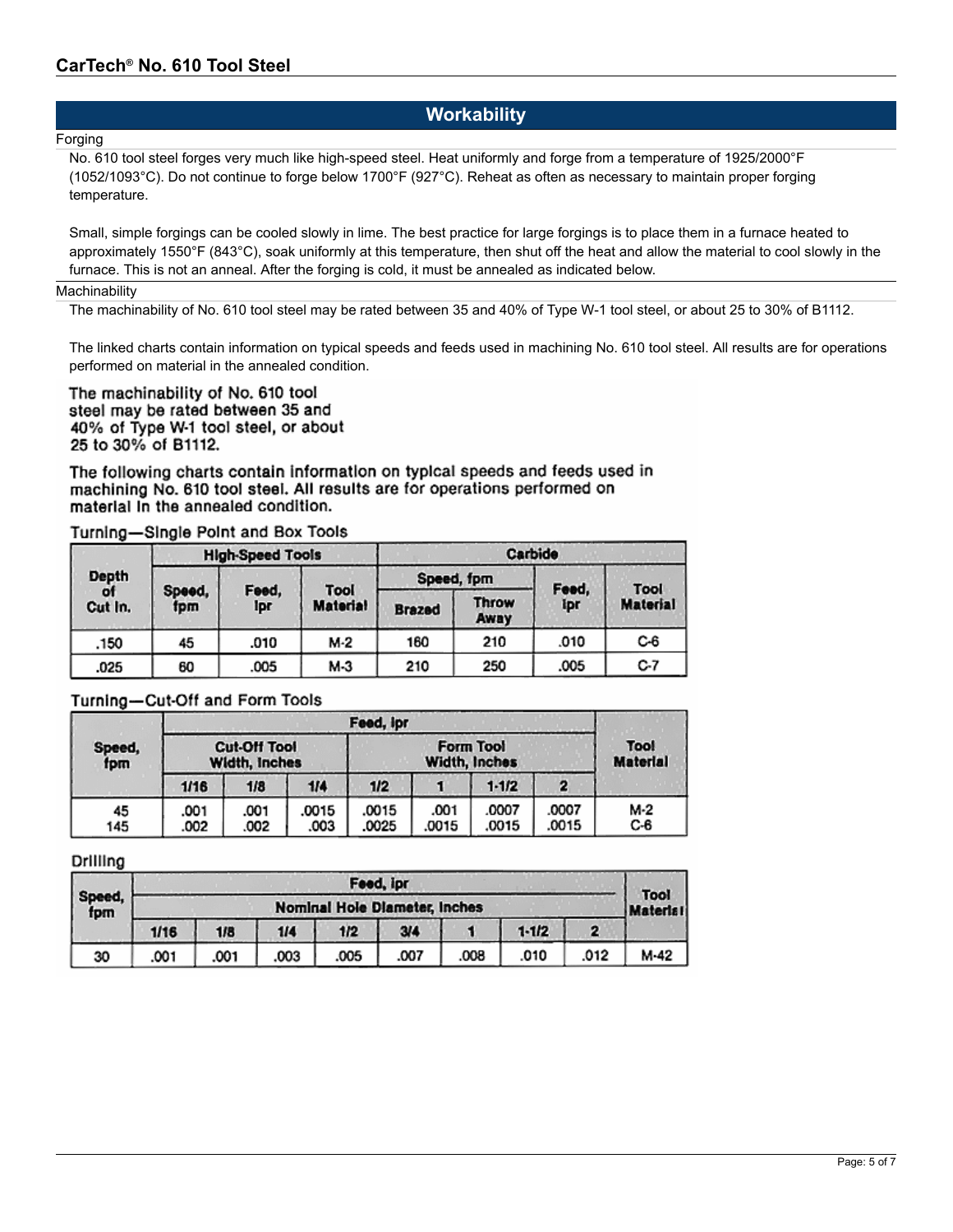## Workability

### Forging

No. 610 tool steel forges very much like high-speed steel. Heat uniformly and forge from a temperature of 1925/2000°F (1052/1093°C). Do not continue to forge below 1700°F (927°C). Reheat as often as necessary to maintain proper forging temperature.

Small, simple forgings can be cooled slowly in lime. The best practice for large forgings is to place them in a furnace heated to approximately 1550°F (843°C), soak uniformly at this temperature, then shut off the heat and allow the material to cool slowly in the furnace. This is not an anneal. After the forging is cold, it must be annealed as indicated below.

### Machinability

The machinability of No. 610 tool steel may be rated between 35 and 40% of Type W-1 tool steel, or about 25 to 30% of B1112.

The linked charts contain information on typical speeds and feeds used in machining No. 610 tool steel. All results are for operations performed on material in the annealed condition.

The machinability of No. 610 tool steel may be rated between 35 and 40% of Type W-1 tool steel, or about 25 to 30% of B1112.

The following charts contain information on typical speeds and feeds used in machining No. 610 tool steel. All results are for operations performed on material in the annealed condition.

**Turning—Single Point and Box Tools**

| Depth of Cut In. | High-Speed Tools | | | Carbide | | | |
|---|---|---|---|---|---|---|---|
| | Speed, fpm | Feed, ipr | Tool Material | Speed, fpm | | Feed, ipr | Tool Material |
| | | | | Brazed | Throw Away | | |
| .150 | 45 | .010 | M-2 | 160 | 210 | .010 | C-6 |
| .025 | 60 | .005 | M-3 | 210 | 250 | .005 | C-7 |

**Turning—Cut-Off and Form Tools**

| Speed, fpm | Feed, ipr | | | | | | | Tool Material |
|---|---|---|---|---|---|---|---|---|
| | Cut-Off Tool Width, Inches | | | Form Tool Width, Inches | | | | |
| | 1/16 | 1/8 | 1/4 | 1/2 | 1 | 1-1/2 | 2 | |
| 45 | .001 | .001 | .0015 | .0015 | .001 | .0007 | .0007 | M-2 |
| 145 | .002 | .002 | .003 | .0025 | .0015 | .0015 | .0015 | C-6 |

**Drilling**

| Speed, fpm | Feed, ipr | | | | | | | | Tool Material |
|---|---|---|---|---|---|---|---|---|---|
| | Nominal Hole Diameter, Inches | | | | | | | | |
| | 1/16 | 1/8 | 1/4 | 1/2 | 3/4 | 1 | 1-1/2 | 2 | |
| 30 | .001 | .001 | .003 | .005 | .007 | .008 | .010 | .012 | M-42 |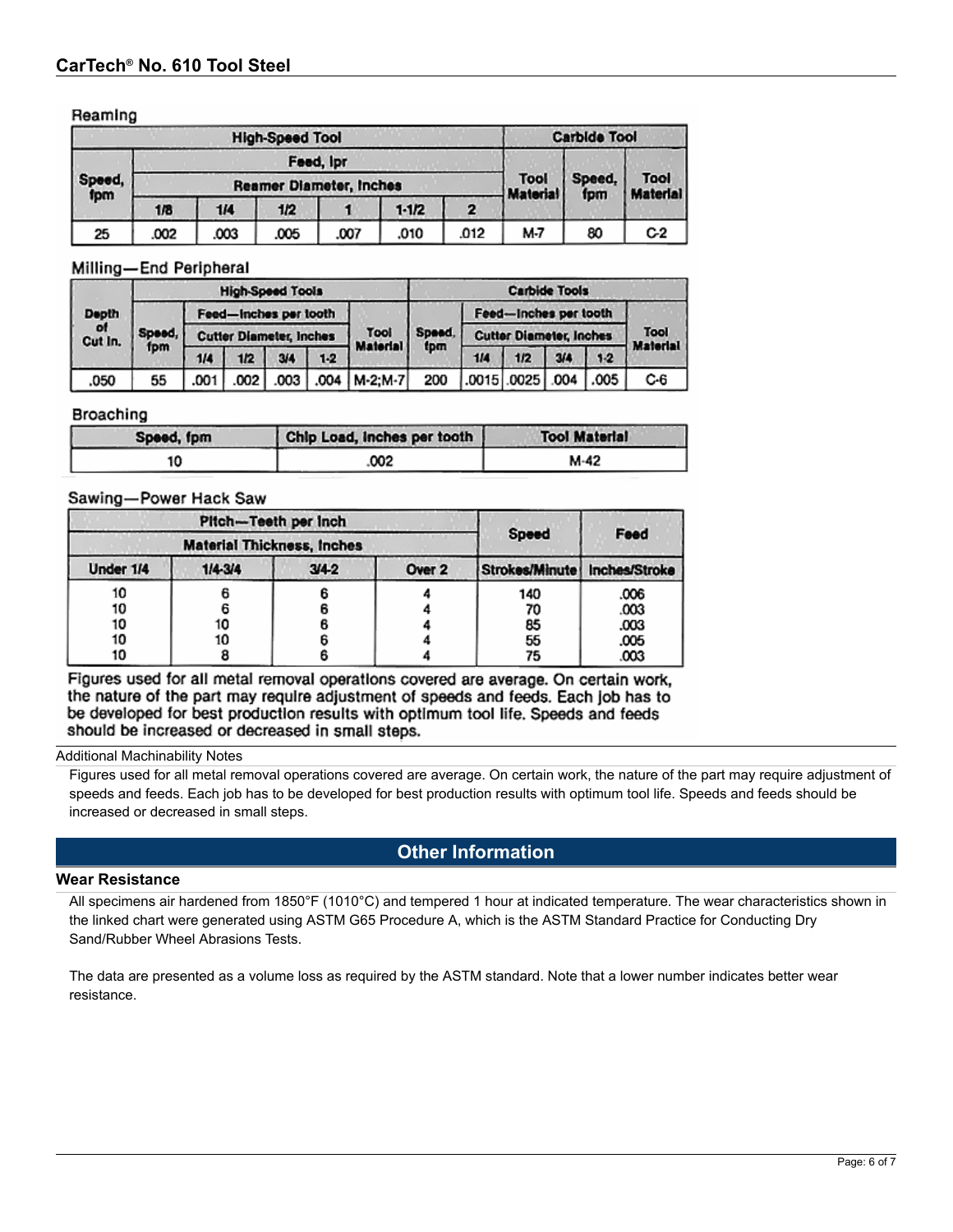### Reaming

| High-Speed Tool | | | | | | | Carbide Tool | | |
|---|---|---|---|---|---|---|---|---|---|
| Speed, fpm | Feed, ipr | | | | | | Tool Material | Speed, fpm | Tool Material |
| | Reamer Diameter, Inches | | | | | | | | |
| | 1/8 | 1/4 | 1/2 | 1 | 1-1/2 | 2 | | | |
| 25 | .002 | .003 | .005 | .007 | .010 | .012 | M-7 | 80 | C-2 |

### Milling—End Peripheral

| Depth of Cut In. | High-Speed Tools | | | | | | Carbide Tools | | | | | |
|---|---|---|---|---|---|---|---|---|---|---|---|---|
| | Speed, fpm | Feed—Inches per tooth | | | | Tool Material | Speed, fpm | Feed—Inches per tooth | | | | Tool Material |
| | | Cutter Diameter, Inches | | | | | | Cutter Diameter, Inches | | | | |
| | | 1/4 | 1/2 | 3/4 | 1-2 | | | 1/4 | 1/2 | 3/4 | 1-2 | |
| .050 | 55 | .001 | .002 | .003 | .004 | M-2;M-7 | 200 | .0015 | .0025 | .004 | .005 | C-6 |

### Broaching

| Speed, fpm | Chip Load, inches per tooth | Tool Material |
|---|---|---|
| 10 | .002 | M-42 |

### Sawing—Power Hack Saw

| Pitch—Teeth per Inch | | | | Speed | Feed |
|---|---|---|---|---|---|
| Material Thickness, Inches | | | | | |
| Under 1/4 | 1/4-3/4 | 3/4-2 | Over 2 | Strokes/Minute | Inches/Stroke |
| 10 | 6 | 6 | 4 | 140 | .006 |
| 10 | 6 | 6 | 4 | 70 | .003 |
| 10 | 10 | 6 | 4 | 85 | .003 |
| 10 | 10 | 6 | 4 | 55 | .005 |
| 10 | 8 | 6 | 4 | 75 | .003 |

Figures used for all metal removal operations covered are average. On certain work, the nature of the part may require adjustment of speeds and feeds. Each job has to be developed for best production results with optimum tool life. Speeds and feeds should be increased or decreased in small steps.

#### Additional Machinability Notes

Figures used for all metal removal operations covered are average. On certain work, the nature of the part may require adjustment of speeds and feeds. Each job has to be developed for best production results with optimum tool life. Speeds and feeds should be increased or decreased in small steps.

## Other Information

### Wear Resistance

All specimens air hardened from 1850°F (1010°C) and tempered 1 hour at indicated temperature. The wear characteristics shown in the linked chart were generated using ASTM G65 Procedure A, which is the ASTM Standard Practice for Conducting Dry Sand/Rubber Wheel Abrasions Tests.

The data are presented as a volume loss as required by the ASTM standard. Note that a lower number indicates better wear resistance.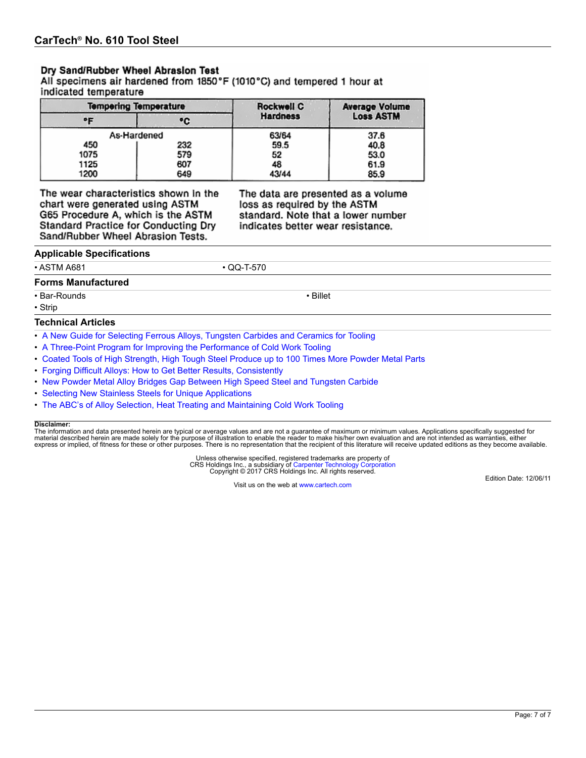**Dry Sand/Rubber Wheel Abrasion Test**
All specimens air hardened from 1850°F (1010°C) and tempered 1 hour at indicated temperature

| Tempering Temperature | | Rockwell C Hardness | Average Volume Loss ASTM |
|---|---|---|---|
| °F | °C | | |
| As-Hardened | | 63/64 | 37.6 |
| 450 | 232 | 59.5 | 40.8 |
| 1075 | 579 | 52 | 53.0 |
| 1125 | 607 | 48 | 61.9 |
| 1200 | 649 | 43/44 | 85.9 |

The wear characteristics shown in the chart were generated using ASTM G65 Procedure A, which is the ASTM Standard Practice for Conducting Dry Sand/Rubber Wheel Abrasion Tests.

The data are presented as a volume loss as required by the ASTM standard. Note that a lower number indicates better wear resistance.

## Applicable Specifications

- ASTM A681
- QQ-T-570

## Forms Manufactured

- Bar-Rounds
- Billet
- Strip

## Technical Articles

- A New Guide for Selecting Ferrous Alloys, Tungsten Carbides and Ceramics for Tooling
- A Three-Point Program for Improving the Performance of Cold Work Tooling
- Coated Tools of High Strength, High Tough Steel Produce up to 100 Times More Powder Metal Parts
- Forging Difficult Alloys: How to Get Better Results, Consistently
- New Powder Metal Alloy Bridges Gap Between High Speed Steel and Tungsten Carbide
- Selecting New Stainless Steels for Unique Applications
- The ABC's of Alloy Selection, Heat Treating and Maintaining Cold Work Tooling

**Disclaimer:**
The information and data presented herein are typical or average values and are not a guarantee of maximum or minimum values. Applications specifically suggested for material described herein are made solely for the purpose of illustration to enable the reader to make his/her own evaluation and are not intended as warranties, either express or implied, of fitness for these or other purposes. There is no representation that the recipient of this literature will receive updated editions as they become available.

Unless otherwise specified, registered trademarks are property of
CRS Holdings Inc., a subsidiary of Carpenter Technology Corporation
Copyright © 2017 CRS Holdings Inc. All rights reserved.

Edition Date: 12/06/11

Visit us on the web at www.cartech.com